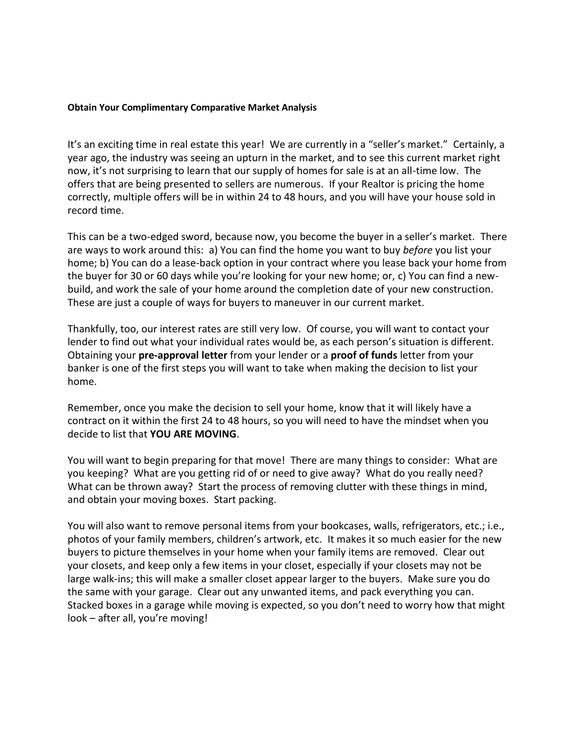**Obtain Your Complimentary Comparative Market Analysis**

It's an exciting time in real estate this year! We are currently in a "seller's market." Certainly, a year ago, the industry was seeing an upturn in the market, and to see this current market right now, it's not surprising to learn that our supply of homes for sale is at an all-time low. The offers that are being presented to sellers are numerous. If your Realtor is pricing the home correctly, multiple offers will be in within 24 to 48 hours, and you will have your house sold in record time.

This can be a two-edged sword, because now, you become the buyer in a seller's market. There are ways to work around this: a) You can find the home you want to buy *before* you list your home; b) You can do a lease-back option in your contract where you lease back your home from the buyer for 30 or 60 days while you're looking for your new home; or, c) You can find a new-build, and work the sale of your home around the completion date of your new construction. These are just a couple of ways for buyers to maneuver in our current market.

Thankfully, too, our interest rates are still very low. Of course, you will want to contact your lender to find out what your individual rates would be, as each person's situation is different. Obtaining your **pre-approval letter** from your lender or a **proof of funds** letter from your banker is one of the first steps you will want to take when making the decision to list your home.

Remember, once you make the decision to sell your home, know that it will likely have a contract on it within the first 24 to 48 hours, so you will need to have the mindset when you decide to list that **YOU ARE MOVING**.

You will want to begin preparing for that move! There are many things to consider: What are you keeping? What are you getting rid of or need to give away? What do you really need? What can be thrown away? Start the process of removing clutter with these things in mind, and obtain your moving boxes. Start packing.

You will also want to remove personal items from your bookcases, walls, refrigerators, etc.; i.e., photos of your family members, children's artwork, etc. It makes it so much easier for the new buyers to picture themselves in your home when your family items are removed. Clear out your closets, and keep only a few items in your closet, especially if your closets may not be large walk-ins; this will make a smaller closet appear larger to the buyers. Make sure you do the same with your garage. Clear out any unwanted items, and pack everything you can. Stacked boxes in a garage while moving is expected, so you don't need to worry how that might look – after all, you're moving!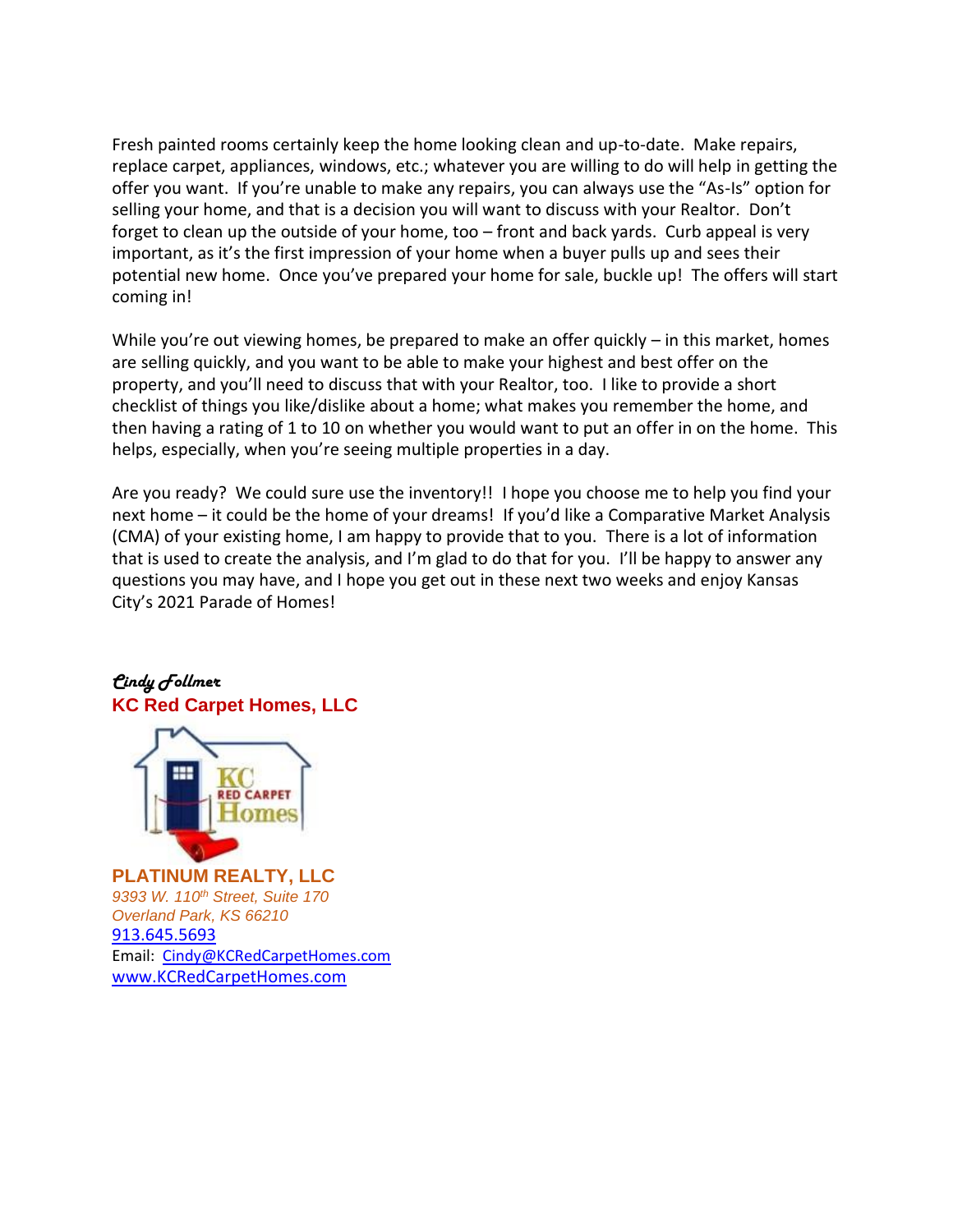Fresh painted rooms certainly keep the home looking clean and up-to-date. Make repairs, replace carpet, appliances, windows, etc.; whatever you are willing to do will help in getting the offer you want. If you're unable to make any repairs, you can always use the "As-Is" option for selling your home, and that is a decision you will want to discuss with your Realtor. Don't forget to clean up the outside of your home, too – front and back yards. Curb appeal is very important, as it's the first impression of your home when a buyer pulls up and sees their potential new home. Once you've prepared your home for sale, buckle up! The offers will start coming in!

While you're out viewing homes, be prepared to make an offer quickly – in this market, homes are selling quickly, and you want to be able to make your highest and best offer on the property, and you'll need to discuss that with your Realtor, too. I like to provide a short checklist of things you like/dislike about a home; what makes you remember the home, and then having a rating of 1 to 10 on whether you would want to put an offer in on the home. This helps, especially, when you're seeing multiple properties in a day.

Are you ready? We could sure use the inventory!! I hope you choose me to help you find your next home – it could be the home of your dreams! If you'd like a Comparative Market Analysis (CMA) of your existing home, I am happy to provide that to you. There is a lot of information that is used to create the analysis, and I'm glad to do that for you. I'll be happy to answer any questions you may have, and I hope you get out in these next two weeks and enjoy Kansas City's 2021 Parade of Homes!

*Cindy Follmer*

**KC Red Carpet Homes, LLC**

KC RED CARPET Homes

**PLATINUM REALTY, LLC**

*9393 W. 110th Street, Suite 170*
*Overland Park, KS 66210*
913.645.5693
Email: Cindy@KCRedCarpetHomes.com
www.KCRedCarpetHomes.com